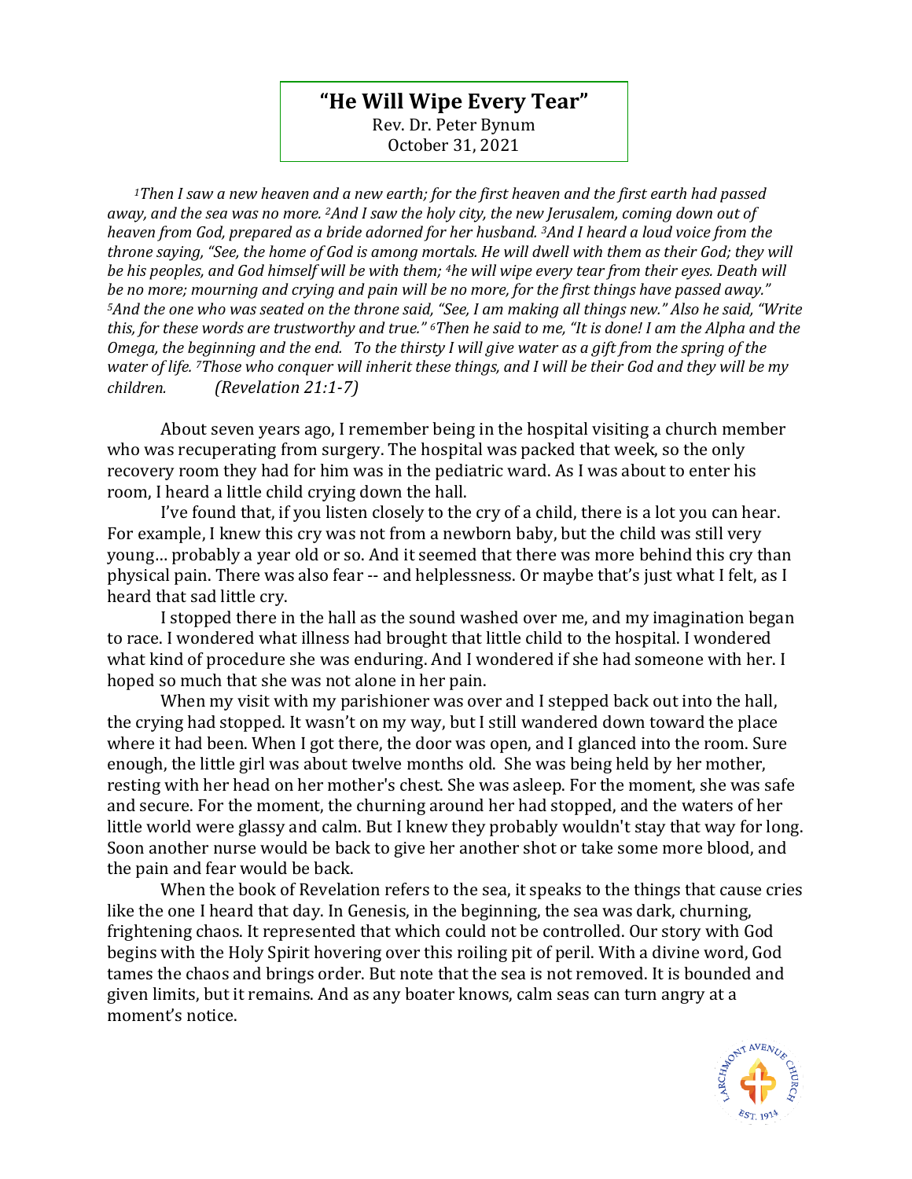# "He Will Wipe Every Tear"

Rev. Dr. Peter Bynum
October 31, 2021

*[1]Then I saw a new heaven and a new earth; for the first heaven and the first earth had passed away, and the sea was no more. [2]And I saw the holy city, the new Jerusalem, coming down out of heaven from God, prepared as a bride adorned for her husband. [3]And I heard a loud voice from the throne saying, "See, the home of God is among mortals. He will dwell with them as their God; they will be his peoples, and God himself will be with them; [4]he will wipe every tear from their eyes. Death will be no more; mourning and crying and pain will be no more, for the first things have passed away." [5]And the one who was seated on the throne said, "See, I am making all things new." Also he said, "Write this, for these words are trustworthy and true." [6]Then he said to me, "It is done! I am the Alpha and the Omega, the beginning and the end. To the thirsty I will give water as a gift from the spring of the water of life. [7]Those who conquer will inherit these things, and I will be their God and they will be my children.* *(Revelation 21:1-7)*

About seven years ago, I remember being in the hospital visiting a church member who was recuperating from surgery. The hospital was packed that week, so the only recovery room they had for him was in the pediatric ward. As I was about to enter his room, I heard a little child crying down the hall.

I've found that, if you listen closely to the cry of a child, there is a lot you can hear. For example, I knew this cry was not from a newborn baby, but the child was still very young… probably a year old or so. And it seemed that there was more behind this cry than physical pain. There was also fear -- and helplessness. Or maybe that's just what I felt, as I heard that sad little cry.

I stopped there in the hall as the sound washed over me, and my imagination began to race. I wondered what illness had brought that little child to the hospital. I wondered what kind of procedure she was enduring. And I wondered if she had someone with her. I hoped so much that she was not alone in her pain.

When my visit with my parishioner was over and I stepped back out into the hall, the crying had stopped. It wasn't on my way, but I still wandered down toward the place where it had been. When I got there, the door was open, and I glanced into the room. Sure enough, the little girl was about twelve months old. She was being held by her mother, resting with her head on her mother's chest. She was asleep. For the moment, she was safe and secure. For the moment, the churning around her had stopped, and the waters of her little world were glassy and calm. But I knew they probably wouldn't stay that way for long. Soon another nurse would be back to give her another shot or take some more blood, and the pain and fear would be back.

When the book of Revelation refers to the sea, it speaks to the things that cause cries like the one I heard that day. In Genesis, in the beginning, the sea was dark, churning, frightening chaos. It represented that which could not be controlled. Our story with God begins with the Holy Spirit hovering over this roiling pit of peril. With a divine word, God tames the chaos and brings order. But note that the sea is not removed. It is bounded and given limits, but it remains. And as any boater knows, calm seas can turn angry at a moment's notice.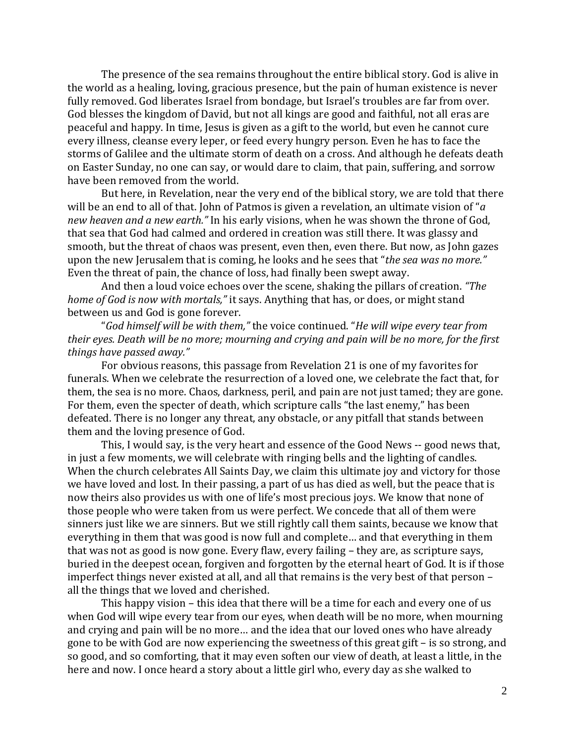The presence of the sea remains throughout the entire biblical story. God is alive in the world as a healing, loving, gracious presence, but the pain of human existence is never fully removed. God liberates Israel from bondage, but Israel's troubles are far from over. God blesses the kingdom of David, but not all kings are good and faithful, not all eras are peaceful and happy. In time, Jesus is given as a gift to the world, but even he cannot cure every illness, cleanse every leper, or feed every hungry person. Even he has to face the storms of Galilee and the ultimate storm of death on a cross. And although he defeats death on Easter Sunday, no one can say, or would dare to claim, that pain, suffering, and sorrow have been removed from the world.

But here, in Revelation, near the very end of the biblical story, we are told that there will be an end to all of that. John of Patmos is given a revelation, an ultimate vision of "*a new heaven and a new earth.*" In his early visions, when he was shown the throne of God, that sea that God had calmed and ordered in creation was still there. It was glassy and smooth, but the threat of chaos was present, even then, even there. But now, as John gazes upon the new Jerusalem that is coming, he looks and he sees that "*the sea was no more.*" Even the threat of pain, the chance of loss, had finally been swept away.

And then a loud voice echoes over the scene, shaking the pillars of creation. *"The home of God is now with mortals,"* it says. Anything that has, or does, or might stand between us and God is gone forever.

"*God himself will be with them,"* the voice continued. "*He will wipe every tear from their eyes. Death will be no more; mourning and crying and pain will be no more, for the first things have passed away."*

For obvious reasons, this passage from Revelation 21 is one of my favorites for funerals. When we celebrate the resurrection of a loved one, we celebrate the fact that, for them, the sea is no more. Chaos, darkness, peril, and pain are not just tamed; they are gone. For them, even the specter of death, which scripture calls "the last enemy," has been defeated. There is no longer any threat, any obstacle, or any pitfall that stands between them and the loving presence of God.

This, I would say, is the very heart and essence of the Good News -- good news that, in just a few moments, we will celebrate with ringing bells and the lighting of candles. When the church celebrates All Saints Day, we claim this ultimate joy and victory for those we have loved and lost. In their passing, a part of us has died as well, but the peace that is now theirs also provides us with one of life's most precious joys. We know that none of those people who were taken from us were perfect. We concede that all of them were sinners just like we are sinners. But we still rightly call them saints, because we know that everything in them that was good is now full and complete… and that everything in them that was not as good is now gone. Every flaw, every failing – they are, as scripture says, buried in the deepest ocean, forgiven and forgotten by the eternal heart of God. It is if those imperfect things never existed at all, and all that remains is the very best of that person – all the things that we loved and cherished.

This happy vision – this idea that there will be a time for each and every one of us when God will wipe every tear from our eyes, when death will be no more, when mourning and crying and pain will be no more… and the idea that our loved ones who have already gone to be with God are now experiencing the sweetness of this great gift – is so strong, and so good, and so comforting, that it may even soften our view of death, at least a little, in the here and now. I once heard a story about a little girl who, every day as she walked to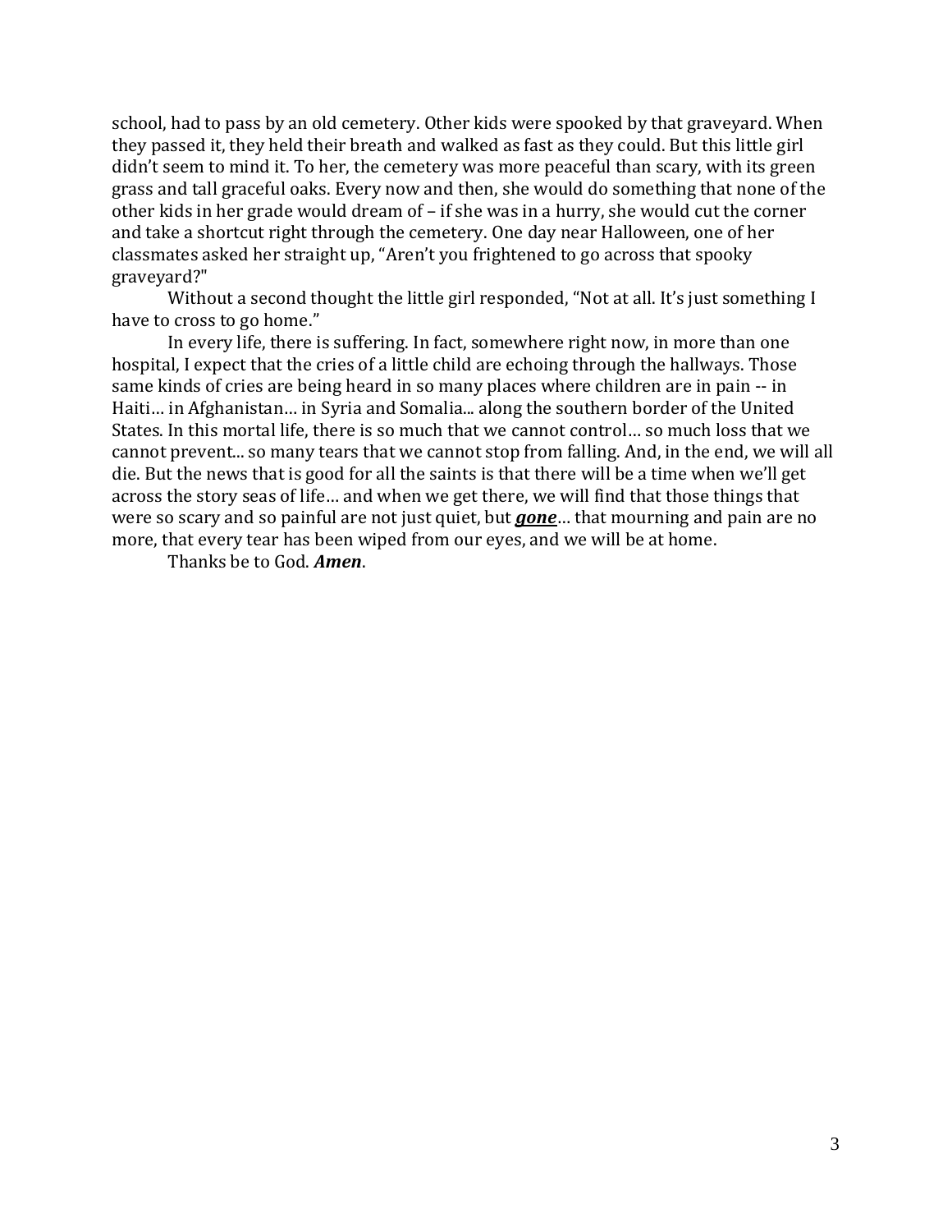school, had to pass by an old cemetery. Other kids were spooked by that graveyard. When they passed it, they held their breath and walked as fast as they could. But this little girl didn't seem to mind it. To her, the cemetery was more peaceful than scary, with its green grass and tall graceful oaks. Every now and then, she would do something that none of the other kids in her grade would dream of – if she was in a hurry, she would cut the corner and take a shortcut right through the cemetery. One day near Halloween, one of her classmates asked her straight up, "Aren't you frightened to go across that spooky graveyard?"

Without a second thought the little girl responded, "Not at all. It's just something I have to cross to go home."

In every life, there is suffering. In fact, somewhere right now, in more than one hospital, I expect that the cries of a little child are echoing through the hallways. Those same kinds of cries are being heard in so many places where children are in pain -- in Haiti… in Afghanistan… in Syria and Somalia... along the southern border of the United States. In this mortal life, there is so much that we cannot control… so much loss that we cannot prevent... so many tears that we cannot stop from falling. And, in the end, we will all die. But the news that is good for all the saints is that there will be a time when we'll get across the story seas of life… and when we get there, we will find that those things that were so scary and so painful are not just quiet, but ***gone***… that mourning and pain are no more, that every tear has been wiped from our eyes, and we will be at home.

Thanks be to God. ***Amen***.